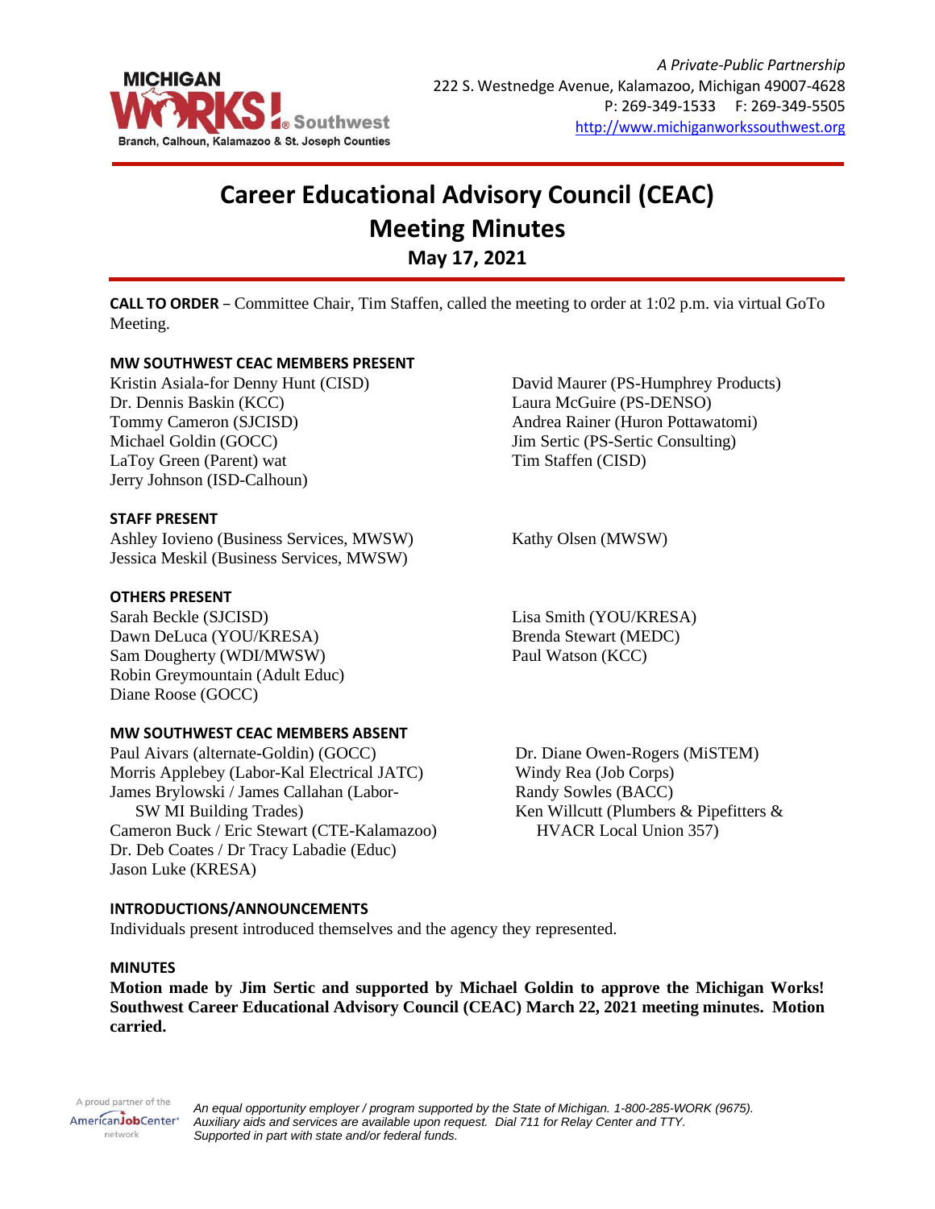MICHIGAN WORKS! Southwest
Branch, Calhoun, Kalamazoo & St. Joseph Counties

*A Private-Public Partnership*
222 S. Westnedge Avenue, Kalamazoo, Michigan 49007-4628
P: 269-349-1533 F: 269-349-5505
http://www.michiganworkssouthwest.org

# Career Educational Advisory Council (CEAC) Meeting Minutes

## May 17, 2021

**CALL TO ORDER** – Committee Chair, Tim Staffen, called the meeting to order at 1:02 p.m. via virtual GoTo Meeting.

**MW SOUTHWEST CEAC MEMBERS PRESENT**

Kristin Asiala-for Denny Hunt (CISD)
Dr. Dennis Baskin (KCC)
Tommy Cameron (SJCISD)
Michael Goldin (GOCC)
LaToy Green (Parent) wat
Jerry Johnson (ISD-Calhoun)
David Maurer (PS-Humphrey Products)
Laura McGuire (PS-DENSO)
Andrea Rainer (Huron Pottawatomi)
Jim Sertic (PS-Sertic Consulting)
Tim Staffen (CISD)

**STAFF PRESENT**

Ashley Iovieno (Business Services, MWSW)
Jessica Meskil (Business Services, MWSW)
Kathy Olsen (MWSW)

**OTHERS PRESENT**

Sarah Beckle (SJCISD)
Dawn DeLuca (YOU/KRESA)
Sam Dougherty (WDI/MWSW)
Robin Greymountain (Adult Educ)
Diane Roose (GOCC)
Lisa Smith (YOU/KRESA)
Brenda Stewart (MEDC)
Paul Watson (KCC)

**MW SOUTHWEST CEAC MEMBERS ABSENT**

Paul Aivars (alternate-Goldin) (GOCC)
Morris Applebey (Labor-Kal Electrical JATC)
James Brylowski / James Callahan (Labor-SW MI Building Trades)
Cameron Buck / Eric Stewart (CTE-Kalamazoo)
Dr. Deb Coates / Dr Tracy Labadie (Educ)
Jason Luke (KRESA)
Dr. Diane Owen-Rogers (MiSTEM)
Windy Rea (Job Corps)
Randy Sowles (BACC)
Ken Willcutt (Plumbers & Pipefitters & HVACR Local Union 357)

**INTRODUCTIONS/ANNOUNCEMENTS**

Individuals present introduced themselves and the agency they represented.

**MINUTES**

**Motion made by Jim Sertic and supported by Michael Goldin to approve the Michigan Works! Southwest Career Educational Advisory Council (CEAC) March 22, 2021 meeting minutes. Motion carried.**

A proud partner of the AmericanJobCenter network

*An equal opportunity employer / program supported by the State of Michigan. 1-800-285-WORK (9675). Auxiliary aids and services are available upon request. Dial 711 for Relay Center and TTY. Supported in part with state and/or federal funds.*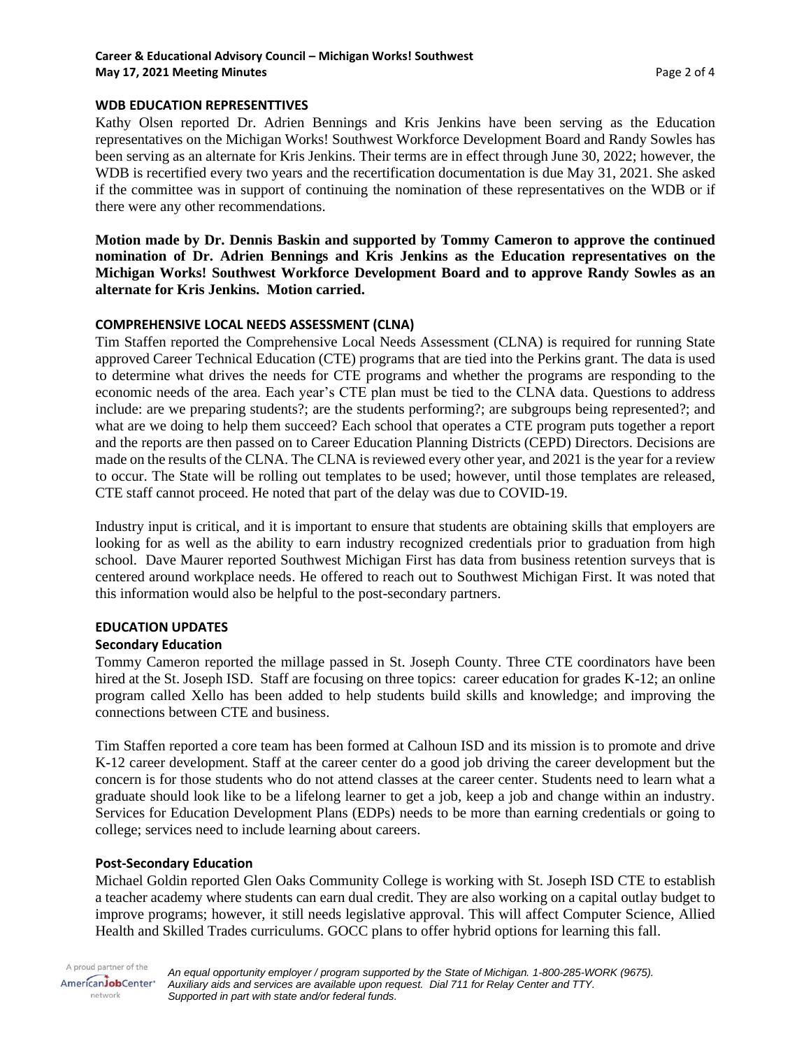## WDB EDUCATION REPRESENTTIVES

Kathy Olsen reported Dr. Adrien Bennings and Kris Jenkins have been serving as the Education representatives on the Michigan Works! Southwest Workforce Development Board and Randy Sowles has been serving as an alternate for Kris Jenkins. Their terms are in effect through June 30, 2022; however, the WDB is recertified every two years and the recertification documentation is due May 31, 2021. She asked if the committee was in support of continuing the nomination of these representatives on the WDB or if there were any other recommendations.

**Motion made by Dr. Dennis Baskin and supported by Tommy Cameron to approve the continued nomination of Dr. Adrien Bennings and Kris Jenkins as the Education representatives on the Michigan Works! Southwest Workforce Development Board and to approve Randy Sowles as an alternate for Kris Jenkins. Motion carried.**

## COMPREHENSIVE LOCAL NEEDS ASSESSMENT (CLNA)

Tim Staffen reported the Comprehensive Local Needs Assessment (CLNA) is required for running State approved Career Technical Education (CTE) programs that are tied into the Perkins grant. The data is used to determine what drives the needs for CTE programs and whether the programs are responding to the economic needs of the area. Each year's CTE plan must be tied to the CLNA data. Questions to address include: are we preparing students?; are the students performing?; are subgroups being represented?; and what are we doing to help them succeed? Each school that operates a CTE program puts together a report and the reports are then passed on to Career Education Planning Districts (CEPD) Directors. Decisions are made on the results of the CLNA. The CLNA is reviewed every other year, and 2021 is the year for a review to occur. The State will be rolling out templates to be used; however, until those templates are released, CTE staff cannot proceed. He noted that part of the delay was due to COVID-19.

Industry input is critical, and it is important to ensure that students are obtaining skills that employers are looking for as well as the ability to earn industry recognized credentials prior to graduation from high school. Dave Maurer reported Southwest Michigan First has data from business retention surveys that is centered around workplace needs. He offered to reach out to Southwest Michigan First. It was noted that this information would also be helpful to the post-secondary partners.

## EDUCATION UPDATES

### Secondary Education

Tommy Cameron reported the millage passed in St. Joseph County. Three CTE coordinators have been hired at the St. Joseph ISD. Staff are focusing on three topics: career education for grades K-12; an online program called Xello has been added to help students build skills and knowledge; and improving the connections between CTE and business.

Tim Staffen reported a core team has been formed at Calhoun ISD and its mission is to promote and drive K-12 career development. Staff at the career center do a good job driving the career development but the concern is for those students who do not attend classes at the career center. Students need to learn what a graduate should look like to be a lifelong learner to get a job, keep a job and change within an industry. Services for Education Development Plans (EDPs) needs to be more than earning credentials or going to college; services need to include learning about careers.

### Post-Secondary Education

Michael Goldin reported Glen Oaks Community College is working with St. Joseph ISD CTE to establish a teacher academy where students can earn dual credit. They are also working on a capital outlay budget to improve programs; however, it still needs legislative approval. This will affect Computer Science, Allied Health and Skilled Trades curriculums. GOCC plans to offer hybrid options for learning this fall.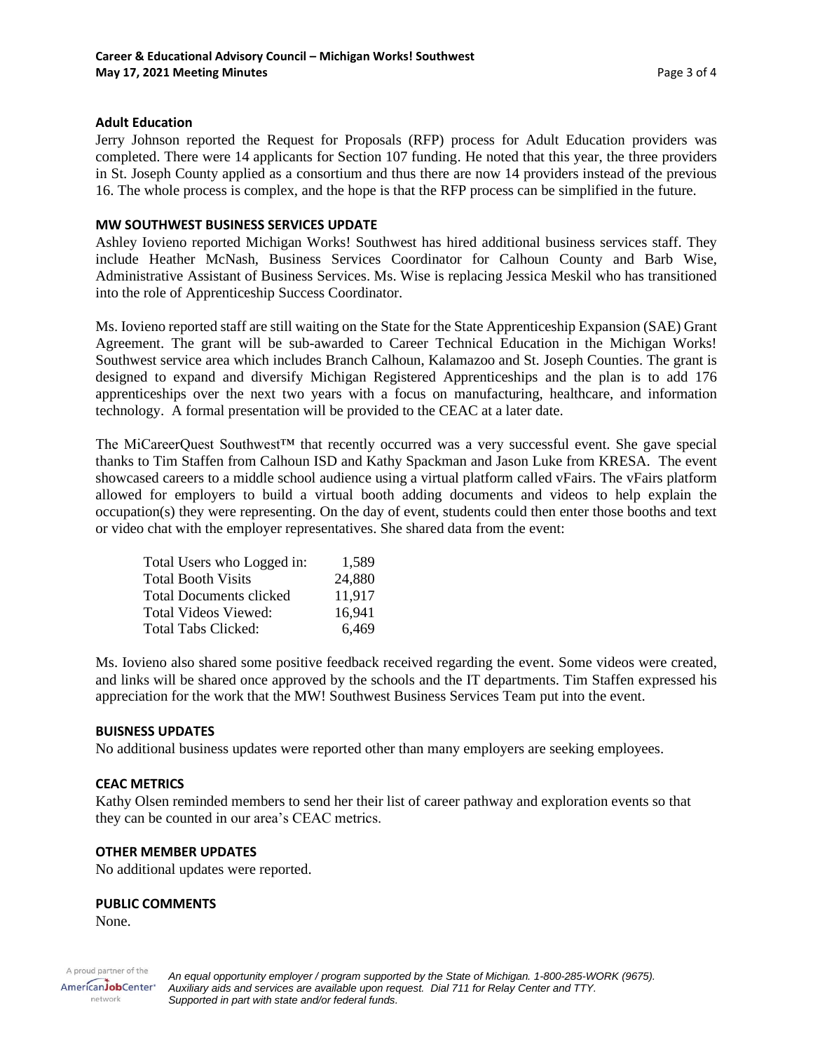### Adult Education

Jerry Johnson reported the Request for Proposals (RFP) process for Adult Education providers was completed. There were 14 applicants for Section 107 funding. He noted that this year, the three providers in St. Joseph County applied as a consortium and thus there are now 14 providers instead of the previous 16. The whole process is complex, and the hope is that the RFP process can be simplified in the future.

### MW SOUTHWEST BUSINESS SERVICES UPDATE

Ashley Iovieno reported Michigan Works! Southwest has hired additional business services staff. They include Heather McNash, Business Services Coordinator for Calhoun County and Barb Wise, Administrative Assistant of Business Services. Ms. Wise is replacing Jessica Meskil who has transitioned into the role of Apprenticeship Success Coordinator.

Ms. Iovieno reported staff are still waiting on the State for the State Apprenticeship Expansion (SAE) Grant Agreement. The grant will be sub-awarded to Career Technical Education in the Michigan Works! Southwest service area which includes Branch Calhoun, Kalamazoo and St. Joseph Counties. The grant is designed to expand and diversify Michigan Registered Apprenticeships and the plan is to add 176 apprenticeships over the next two years with a focus on manufacturing, healthcare, and information technology. A formal presentation will be provided to the CEAC at a later date.

The MiCareerQuest Southwest™ that recently occurred was a very successful event. She gave special thanks to Tim Staffen from Calhoun ISD and Kathy Spackman and Jason Luke from KRESA. The event showcased careers to a middle school audience using a virtual platform called vFairs. The vFairs platform allowed for employers to build a virtual booth adding documents and videos to help explain the occupation(s) they were representing. On the day of event, students could then enter those booths and text or video chat with the employer representatives. She shared data from the event:

| | |
|---|---|
| Total Users who Logged in: | 1,589 |
| Total Booth Visits | 24,880 |
| Total Documents clicked | 11,917 |
| Total Videos Viewed: | 16,941 |
| Total Tabs Clicked: | 6,469 |

Ms. Iovieno also shared some positive feedback received regarding the event. Some videos were created, and links will be shared once approved by the schools and the IT departments. Tim Staffen expressed his appreciation for the work that the MW! Southwest Business Services Team put into the event.

### BUISNESS UPDATES

No additional business updates were reported other than many employers are seeking employees.

### CEAC METRICS

Kathy Olsen reminded members to send her their list of career pathway and exploration events so that they can be counted in our area's CEAC metrics.

### OTHER MEMBER UPDATES

No additional updates were reported.

### PUBLIC COMMENTS

None.

A proud partner of the AmericanJobCenter network

*An equal opportunity employer / program supported by the State of Michigan. 1-800-285-WORK (9675). Auxiliary aids and services are available upon request. Dial 711 for Relay Center and TTY. Supported in part with state and/or federal funds.*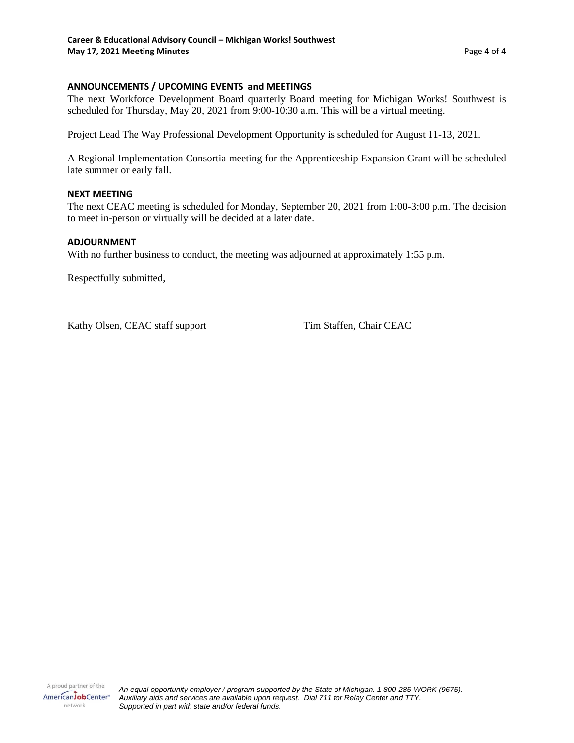## ANNOUNCEMENTS / UPCOMING EVENTS and MEETINGS

The next Workforce Development Board quarterly Board meeting for Michigan Works! Southwest is scheduled for Thursday, May 20, 2021 from 9:00-10:30 a.m. This will be a virtual meeting.

Project Lead The Way Professional Development Opportunity is scheduled for August 11-13, 2021.

A Regional Implementation Consortia meeting for the Apprenticeship Expansion Grant will be scheduled late summer or early fall.

## NEXT MEETING

The next CEAC meeting is scheduled for Monday, September 20, 2021 from 1:00-3:00 p.m. The decision to meet in-person or virtually will be decided at a later date.

## ADJOURNMENT

With no further business to conduct, the meeting was adjourned at approximately 1:55 p.m.

Respectfully submitted,

\_\_\_\_\_\_\_\_\_\_\_\_\_\_\_\_\_\_\_\_\_\_\_\_\_\_\_\_\_\_\_\_\_\_\_\_
Kathy Olsen, CEAC staff support

\_\_\_\_\_\_\_\_\_\_\_\_\_\_\_\_\_\_\_\_\_\_\_\_\_\_\_\_\_\_\_\_\_\_\_\_
Tim Staffen, Chair CEAC

A proud partner of the AmericanJobCenter network

*An equal opportunity employer / program supported by the State of Michigan. 1-800-285-WORK (9675). Auxiliary aids and services are available upon request. Dial 711 for Relay Center and TTY. Supported in part with state and/or federal funds.*